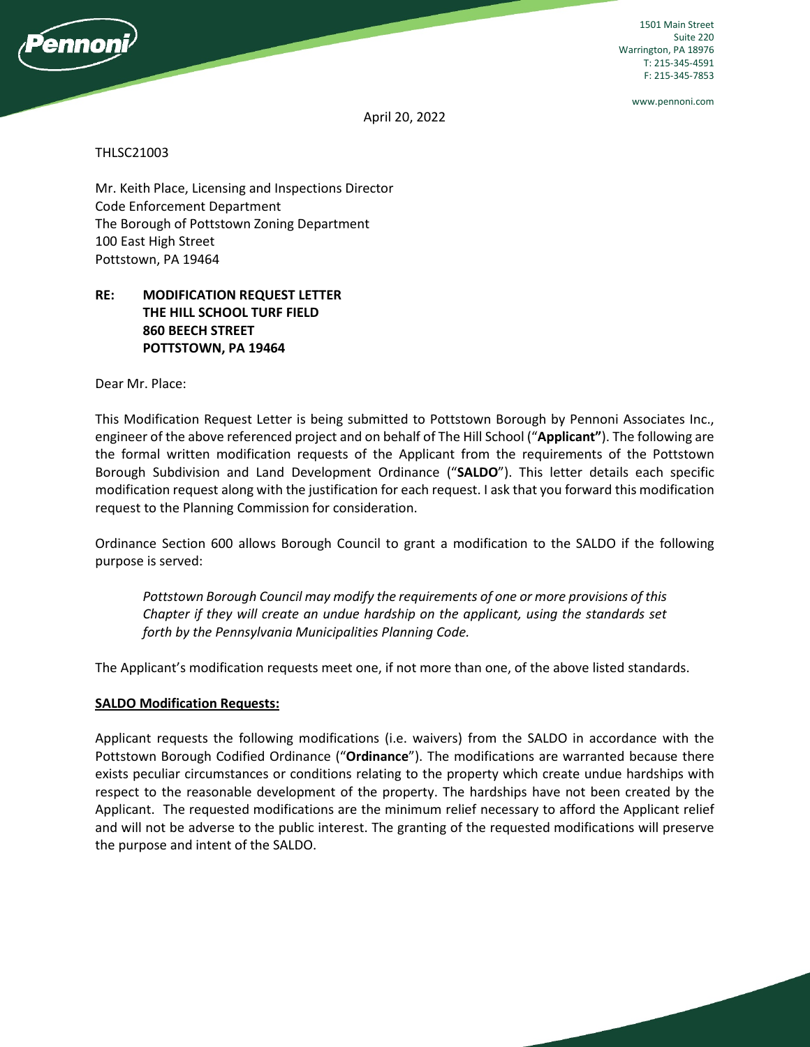1501 Main Street
Suite 220
Warrington, PA 18976
T: 215-345-4591
F: 215-345-7853

www.pennoni.com

April 20, 2022

THLSC21003

Mr. Keith Place, Licensing and Inspections Director
Code Enforcement Department
The Borough of Pottstown Zoning Department
100 East High Street
Pottstown, PA 19464

**RE: MODIFICATION REQUEST LETTER**
**THE HILL SCHOOL TURF FIELD**
**860 BEECH STREET**
**POTTSTOWN, PA 19464**

Dear Mr. Place:

This Modification Request Letter is being submitted to Pottstown Borough by Pennoni Associates Inc., engineer of the above referenced project and on behalf of The Hill School ("**Applicant"**). The following are the formal written modification requests of the Applicant from the requirements of the Pottstown Borough Subdivision and Land Development Ordinance ("**SALDO**"). This letter details each specific modification request along with the justification for each request. I ask that you forward this modification request to the Planning Commission for consideration.

Ordinance Section 600 allows Borough Council to grant a modification to the SALDO if the following purpose is served:

> *Pottstown Borough Council may modify the requirements of one or more provisions of this Chapter if they will create an undue hardship on the applicant, using the standards set forth by the Pennsylvania Municipalities Planning Code.*

The Applicant's modification requests meet one, if not more than one, of the above listed standards.

**<u>SALDO Modification Requests:</u>**

Applicant requests the following modifications (i.e. waivers) from the SALDO in accordance with the Pottstown Borough Codified Ordinance ("**Ordinance**"). The modifications are warranted because there exists peculiar circumstances or conditions relating to the property which create undue hardships with respect to the reasonable development of the property. The hardships have not been created by the Applicant. The requested modifications are the minimum relief necessary to afford the Applicant relief and will not be adverse to the public interest. The granting of the requested modifications will preserve the purpose and intent of the SALDO.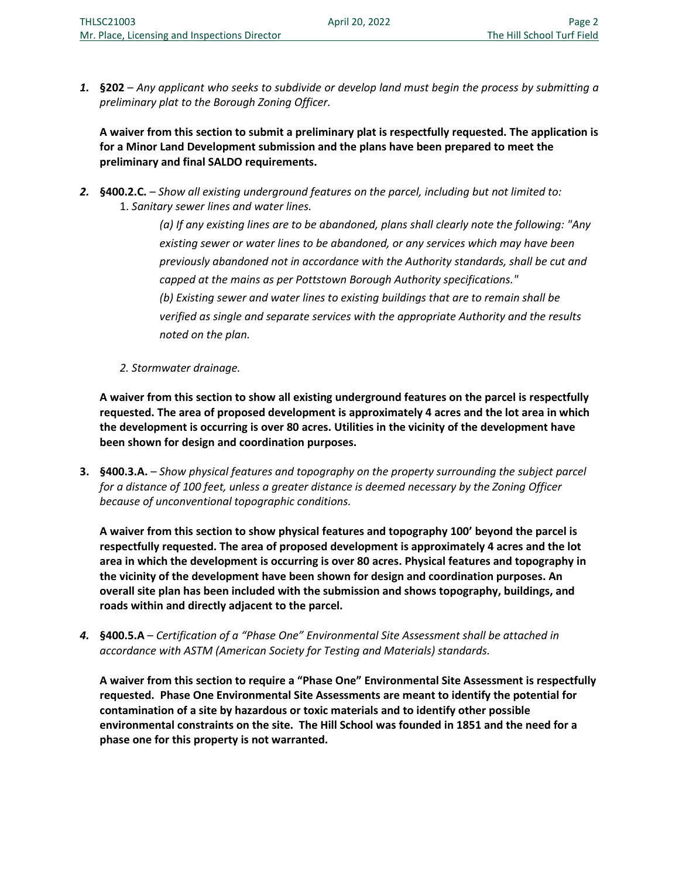1. **§202** – *Any applicant who seeks to subdivide or develop land must begin the process by submitting a preliminary plat to the Borough Zoning Officer.*

   **A waiver from this section to submit a preliminary plat is respectfully requested. The application is for a Minor Land Development submission and the plans have been prepared to meet the preliminary and final SALDO requirements.**

2. **§400.2.C.** – *Show all existing underground features on the parcel, including but not limited to:*
   1. *Sanitary sewer lines and water lines.*

      *(a) If any existing lines are to be abandoned, plans shall clearly note the following: "Any existing sewer or water lines to be abandoned, or any services which may have been previously abandoned not in accordance with the Authority standards, shall be cut and capped at the mains as per Pottstown Borough Authority specifications."*

      *(b) Existing sewer and water lines to existing buildings that are to remain shall be verified as single and separate services with the appropriate Authority and the results noted on the plan.*

   2. *Stormwater drainage.*

   **A waiver from this section to show all existing underground features on the parcel is respectfully requested. The area of proposed development is approximately 4 acres and the lot area in which the development is occurring is over 80 acres. Utilities in the vicinity of the development have been shown for design and coordination purposes.**

3. **§400.3.A.** – *Show physical features and topography on the property surrounding the subject parcel for a distance of 100 feet, unless a greater distance is deemed necessary by the Zoning Officer because of unconventional topographic conditions.*

   **A waiver from this section to show physical features and topography 100' beyond the parcel is respectfully requested. The area of proposed development is approximately 4 acres and the lot area in which the development is occurring is over 80 acres. Physical features and topography in the vicinity of the development have been shown for design and coordination purposes. An overall site plan has been included with the submission and shows topography, buildings, and roads within and directly adjacent to the parcel.**

4. **§400.5.A** – *Certification of a "Phase One" Environmental Site Assessment shall be attached in accordance with ASTM (American Society for Testing and Materials) standards.*

   **A waiver from this section to require a "Phase One" Environmental Site Assessment is respectfully requested. Phase One Environmental Site Assessments are meant to identify the potential for contamination of a site by hazardous or toxic materials and to identify other possible environmental constraints on the site. The Hill School was founded in 1851 and the need for a phase one for this property is not warranted.**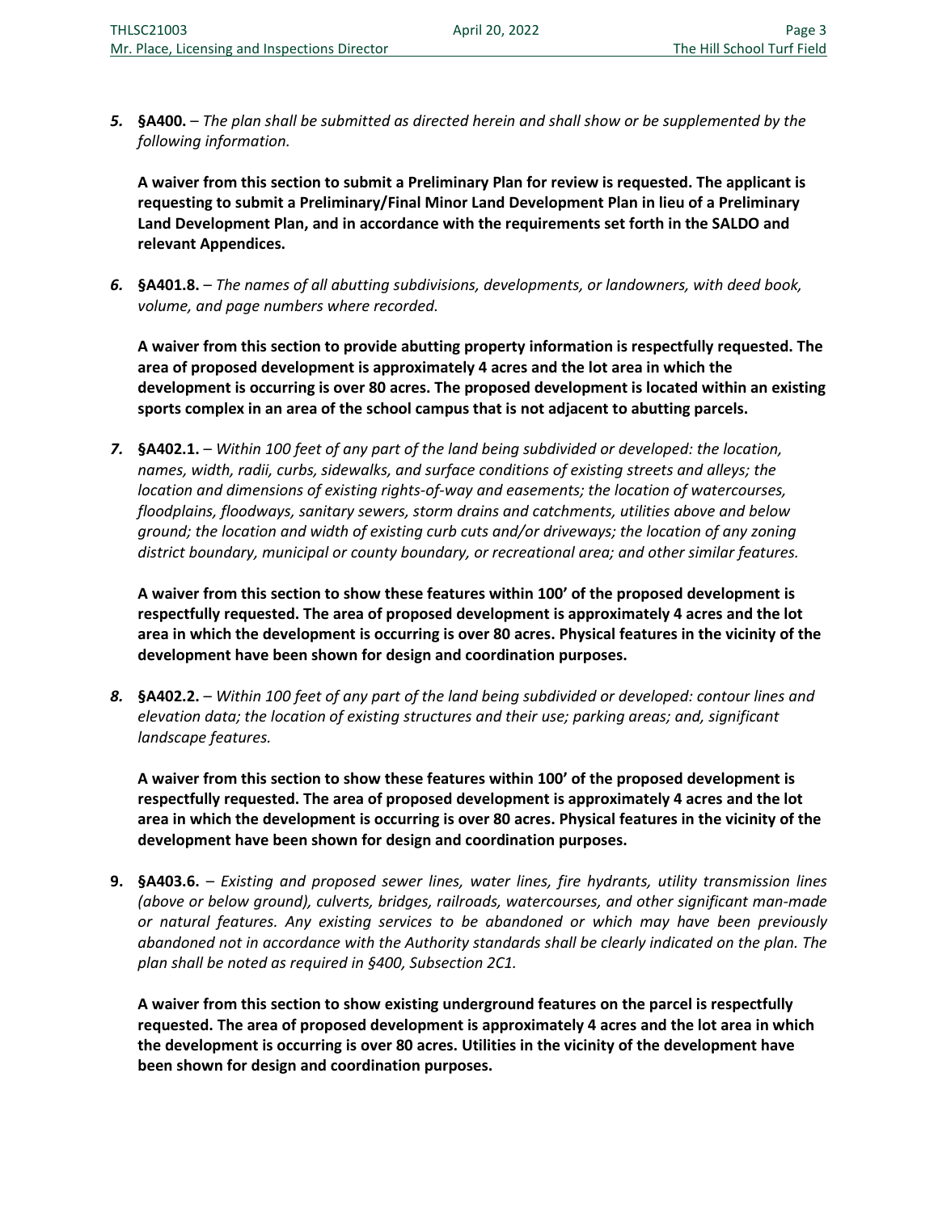*5.* **§A400.** – *The plan shall be submitted as directed herein and shall show or be supplemented by the following information.*

**A waiver from this section to submit a Preliminary Plan for review is requested. The applicant is requesting to submit a Preliminary/Final Minor Land Development Plan in lieu of a Preliminary Land Development Plan, and in accordance with the requirements set forth in the SALDO and relevant Appendices.**

*6.* **§A401.8.** – *The names of all abutting subdivisions, developments, or landowners, with deed book, volume, and page numbers where recorded.*

**A waiver from this section to provide abutting property information is respectfully requested. The area of proposed development is approximately 4 acres and the lot area in which the development is occurring is over 80 acres. The proposed development is located within an existing sports complex in an area of the school campus that is not adjacent to abutting parcels.**

*7.* **§A402.1.** – *Within 100 feet of any part of the land being subdivided or developed: the location, names, width, radii, curbs, sidewalks, and surface conditions of existing streets and alleys; the location and dimensions of existing rights-of-way and easements; the location of watercourses, floodplains, floodways, sanitary sewers, storm drains and catchments, utilities above and below ground; the location and width of existing curb cuts and/or driveways; the location of any zoning district boundary, municipal or county boundary, or recreational area; and other similar features.*

**A waiver from this section to show these features within 100' of the proposed development is respectfully requested. The area of proposed development is approximately 4 acres and the lot area in which the development is occurring is over 80 acres. Physical features in the vicinity of the development have been shown for design and coordination purposes.**

*8.* **§A402.2.** – *Within 100 feet of any part of the land being subdivided or developed: contour lines and elevation data; the location of existing structures and their use; parking areas; and, significant landscape features.*

**A waiver from this section to show these features within 100' of the proposed development is respectfully requested. The area of proposed development is approximately 4 acres and the lot area in which the development is occurring is over 80 acres. Physical features in the vicinity of the development have been shown for design and coordination purposes.**

**9. §A403.6.** – *Existing and proposed sewer lines, water lines, fire hydrants, utility transmission lines (above or below ground), culverts, bridges, railroads, watercourses, and other significant man-made or natural features. Any existing services to be abandoned or which may have been previously abandoned not in accordance with the Authority standards shall be clearly indicated on the plan. The plan shall be noted as required in §400, Subsection 2C1.*

**A waiver from this section to show existing underground features on the parcel is respectfully requested. The area of proposed development is approximately 4 acres and the lot area in which the development is occurring is over 80 acres. Utilities in the vicinity of the development have been shown for design and coordination purposes.**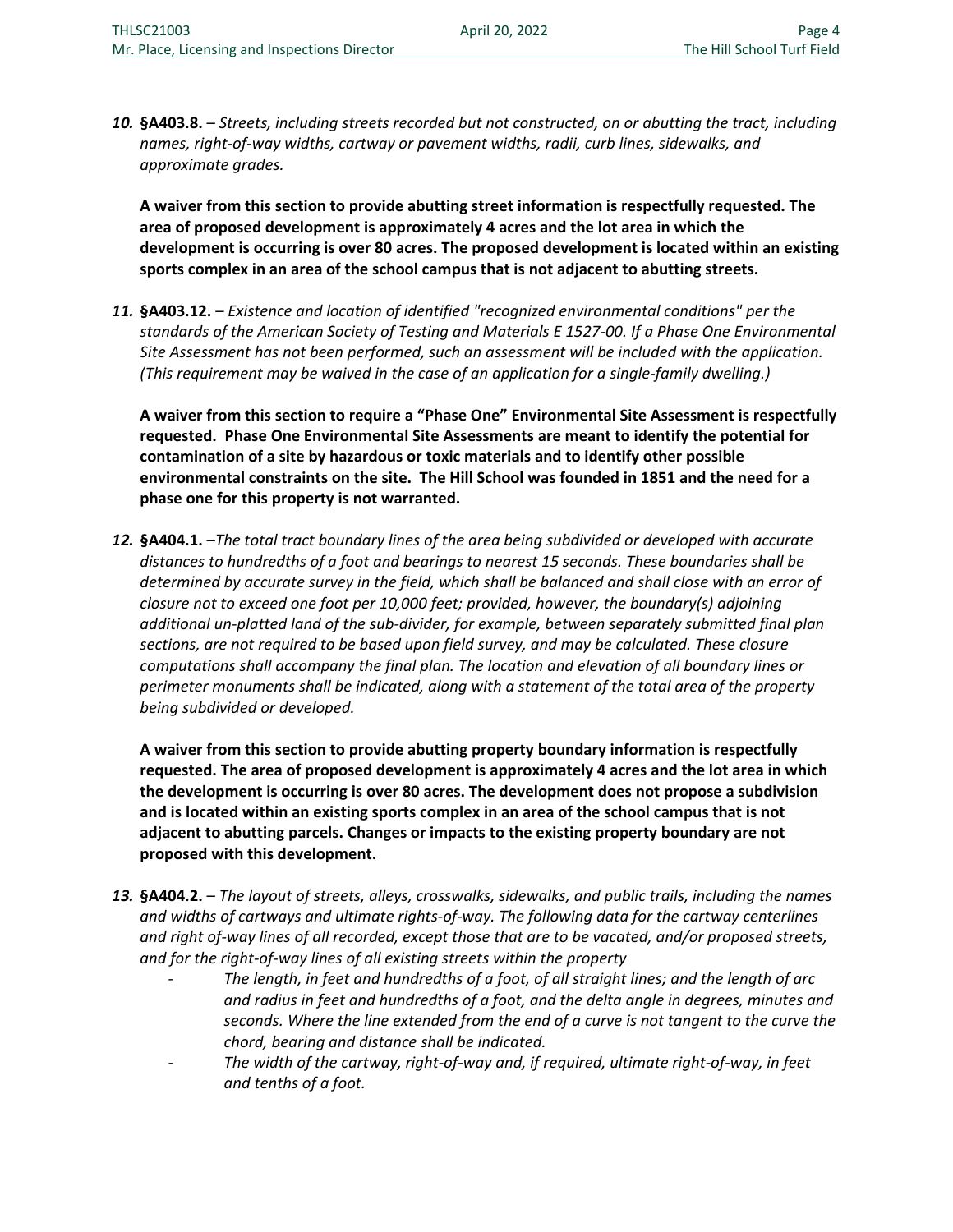**10. §A403.8.** – *Streets, including streets recorded but not constructed, on or abutting the tract, including names, right-of-way widths, cartway or pavement widths, radii, curb lines, sidewalks, and approximate grades.*

**A waiver from this section to provide abutting street information is respectfully requested. The area of proposed development is approximately 4 acres and the lot area in which the development is occurring is over 80 acres. The proposed development is located within an existing sports complex in an area of the school campus that is not adjacent to abutting streets.**

**11. §A403.12.** – *Existence and location of identified "recognized environmental conditions" per the standards of the American Society of Testing and Materials E 1527-00. If a Phase One Environmental Site Assessment has not been performed, such an assessment will be included with the application. (This requirement may be waived in the case of an application for a single-family dwelling.)*

**A waiver from this section to require a "Phase One" Environmental Site Assessment is respectfully requested. Phase One Environmental Site Assessments are meant to identify the potential for contamination of a site by hazardous or toxic materials and to identify other possible environmental constraints on the site. The Hill School was founded in 1851 and the need for a phase one for this property is not warranted.**

**12. §A404.1.** –*The total tract boundary lines of the area being subdivided or developed with accurate distances to hundredths of a foot and bearings to nearest 15 seconds. These boundaries shall be determined by accurate survey in the field, which shall be balanced and shall close with an error of closure not to exceed one foot per 10,000 feet; provided, however, the boundary(s) adjoining additional un-platted land of the sub-divider, for example, between separately submitted final plan sections, are not required to be based upon field survey, and may be calculated. These closure computations shall accompany the final plan. The location and elevation of all boundary lines or perimeter monuments shall be indicated, along with a statement of the total area of the property being subdivided or developed.*

**A waiver from this section to provide abutting property boundary information is respectfully requested. The area of proposed development is approximately 4 acres and the lot area in which the development is occurring is over 80 acres. The development does not propose a subdivision and is located within an existing sports complex in an area of the school campus that is not adjacent to abutting parcels. Changes or impacts to the existing property boundary are not proposed with this development.**

**13. §A404.2.** – *The layout of streets, alleys, crosswalks, sidewalks, and public trails, including the names and widths of cartways and ultimate rights-of-way. The following data for the cartway centerlines and right of-way lines of all recorded, except those that are to be vacated, and/or proposed streets, and for the right-of-way lines of all existing streets within the property*

- *The length, in feet and hundredths of a foot, of all straight lines; and the length of arc and radius in feet and hundredths of a foot, and the delta angle in degrees, minutes and seconds. Where the line extended from the end of a curve is not tangent to the curve the chord, bearing and distance shall be indicated.*
- *The width of the cartway, right-of-way and, if required, ultimate right-of-way, in feet and tenths of a foot.*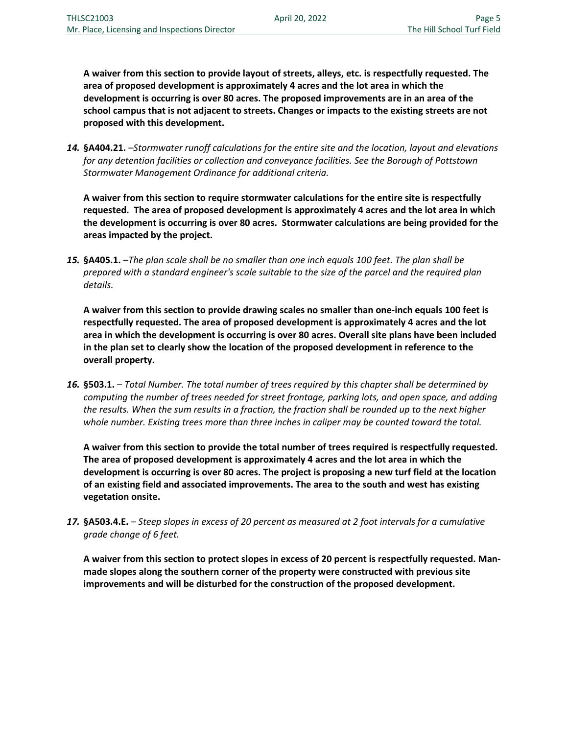**A waiver from this section to provide layout of streets, alleys, etc. is respectfully requested. The area of proposed development is approximately 4 acres and the lot area in which the development is occurring is over 80 acres. The proposed improvements are in an area of the school campus that is not adjacent to streets. Changes or impacts to the existing streets are not proposed with this development.**

14. **§A404.21.** –*Stormwater runoff calculations for the entire site and the location, layout and elevations for any detention facilities or collection and conveyance facilities. See the Borough of Pottstown Stormwater Management Ordinance for additional criteria.*

    **A waiver from this section to require stormwater calculations for the entire site is respectfully requested. The area of proposed development is approximately 4 acres and the lot area in which the development is occurring is over 80 acres. Stormwater calculations are being provided for the areas impacted by the project.**

15. **§A405.1.** –*The plan scale shall be no smaller than one inch equals 100 feet. The plan shall be prepared with a standard engineer's scale suitable to the size of the parcel and the required plan details.*

    **A waiver from this section to provide drawing scales no smaller than one-inch equals 100 feet is respectfully requested. The area of proposed development is approximately 4 acres and the lot area in which the development is occurring is over 80 acres. Overall site plans have been included in the plan set to clearly show the location of the proposed development in reference to the overall property.**

16. **§503.1.** – *Total Number. The total number of trees required by this chapter shall be determined by computing the number of trees needed for street frontage, parking lots, and open space, and adding the results. When the sum results in a fraction, the fraction shall be rounded up to the next higher whole number. Existing trees more than three inches in caliper may be counted toward the total.*

    **A waiver from this section to provide the total number of trees required is respectfully requested. The area of proposed development is approximately 4 acres and the lot area in which the development is occurring is over 80 acres. The project is proposing a new turf field at the location of an existing field and associated improvements. The area to the south and west has existing vegetation onsite.**

17. **§A503.4.E.** – *Steep slopes in excess of 20 percent as measured at 2 foot intervals for a cumulative grade change of 6 feet.*

    **A waiver from this section to protect slopes in excess of 20 percent is respectfully requested. Man-made slopes along the southern corner of the property were constructed with previous site improvements and will be disturbed for the construction of the proposed development.**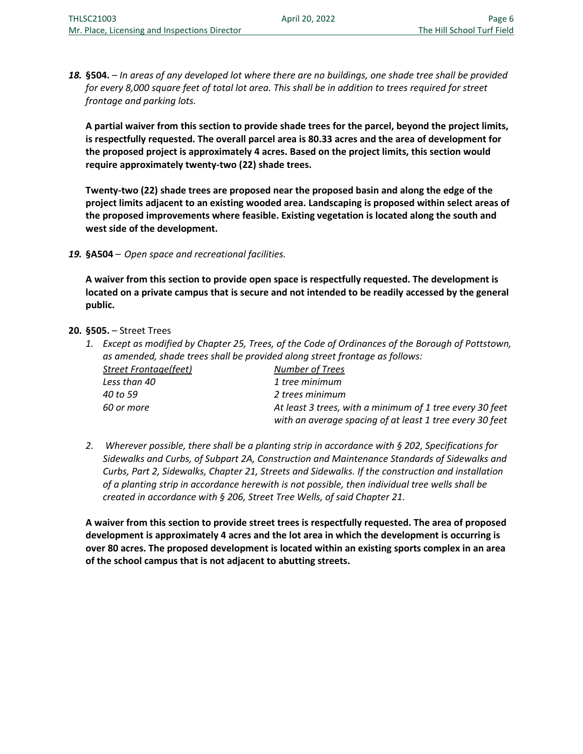***18.*** **§504.** – *In areas of any developed lot where there are no buildings, one shade tree shall be provided for every 8,000 square feet of total lot area. This shall be in addition to trees required for street frontage and parking lots.*

**A partial waiver from this section to provide shade trees for the parcel, beyond the project limits, is respectfully requested. The overall parcel area is 80.33 acres and the area of development for the proposed project is approximately 4 acres. Based on the project limits, this section would require approximately twenty-two (22) shade trees.**

**Twenty-two (22) shade trees are proposed near the proposed basin and along the edge of the project limits adjacent to an existing wooded area. Landscaping is proposed within select areas of the proposed improvements where feasible. Existing vegetation is located along the south and west side of the development.**

***19.*** **§A504** – *Open space and recreational facilities.*

**A waiver from this section to provide open space is respectfully requested. The development is located on a private campus that is secure and not intended to be readily accessed by the general public.**

**20. §505.** – Street Trees

1. *Except as modified by Chapter 25, Trees, of the Code of Ordinances of the Borough of Pottstown, as amended, shade trees shall be provided along street frontage as follows:*

| *Street Frontage(feet)* | *Number of Trees* |
|---|---|
| *Less than 40* | *1 tree minimum* |
| *40 to 59* | *2 trees minimum* |
| *60 or more* | *At least 3 trees, with a minimum of 1 tree every 30 feet with an average spacing of at least 1 tree every 30 feet* |

2. *Wherever possible, there shall be a planting strip in accordance with § 202, Specifications for Sidewalks and Curbs, of Subpart 2A, Construction and Maintenance Standards of Sidewalks and Curbs, Part 2, Sidewalks, Chapter 21, Streets and Sidewalks. If the construction and installation of a planting strip in accordance herewith is not possible, then individual tree wells shall be created in accordance with § 206, Street Tree Wells, of said Chapter 21.*

**A waiver from this section to provide street trees is respectfully requested. The area of proposed development is approximately 4 acres and the lot area in which the development is occurring is over 80 acres. The proposed development is located within an existing sports complex in an area of the school campus that is not adjacent to abutting streets.**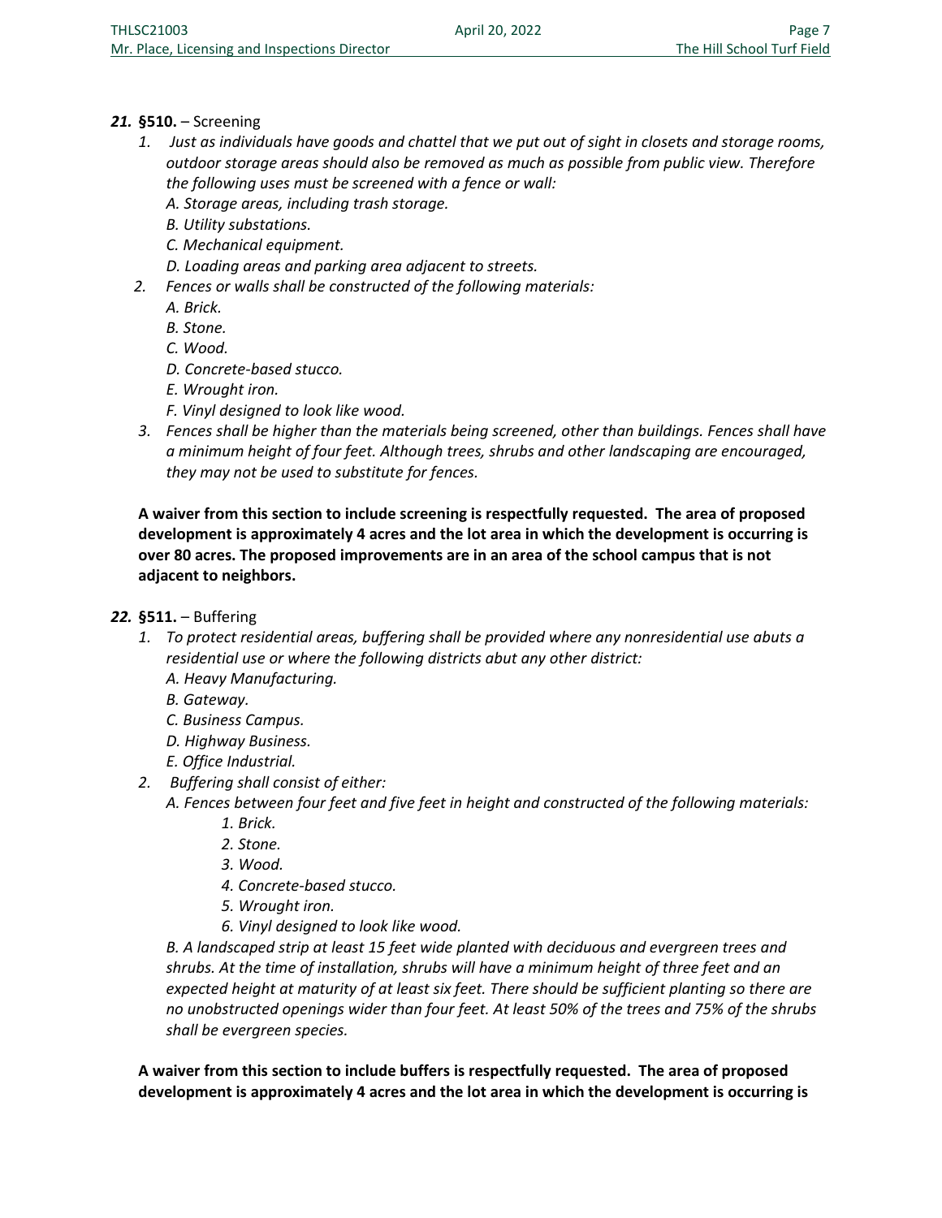***21.*** **§510.** – Screening

1. *Just as individuals have goods and chattel that we put out of sight in closets and storage rooms, outdoor storage areas should also be removed as much as possible from public view. Therefore the following uses must be screened with a fence or wall:*
   *A. Storage areas, including trash storage.*
   *B. Utility substations.*
   *C. Mechanical equipment.*
   *D. Loading areas and parking area adjacent to streets.*
2. *Fences or walls shall be constructed of the following materials:*
   *A. Brick.*
   *B. Stone.*
   *C. Wood.*
   *D. Concrete-based stucco.*
   *E. Wrought iron.*
   *F. Vinyl designed to look like wood.*
3. *Fences shall be higher than the materials being screened, other than buildings. Fences shall have a minimum height of four feet. Although trees, shrubs and other landscaping are encouraged, they may not be used to substitute for fences.*

**A waiver from this section to include screening is respectfully requested. The area of proposed development is approximately 4 acres and the lot area in which the development is occurring is over 80 acres. The proposed improvements are in an area of the school campus that is not adjacent to neighbors.**

***22.*** **§511.** – Buffering

1. *To protect residential areas, buffering shall be provided where any nonresidential use abuts a residential use or where the following districts abut any other district:*
   *A. Heavy Manufacturing.*
   *B. Gateway.*
   *C. Business Campus.*
   *D. Highway Business.*
   *E. Office Industrial.*
2. *Buffering shall consist of either:*
   *A. Fences between four feet and five feet in height and constructed of the following materials:*
      *1. Brick.*
      *2. Stone.*
      *3. Wood.*
      *4. Concrete-based stucco.*
      *5. Wrought iron.*
      *6. Vinyl designed to look like wood.*

   *B. A landscaped strip at least 15 feet wide planted with deciduous and evergreen trees and shrubs. At the time of installation, shrubs will have a minimum height of three feet and an expected height at maturity of at least six feet. There should be sufficient planting so there are no unobstructed openings wider than four feet. At least 50% of the trees and 75% of the shrubs shall be evergreen species.*

**A waiver from this section to include buffers is respectfully requested. The area of proposed development is approximately 4 acres and the lot area in which the development is occurring is**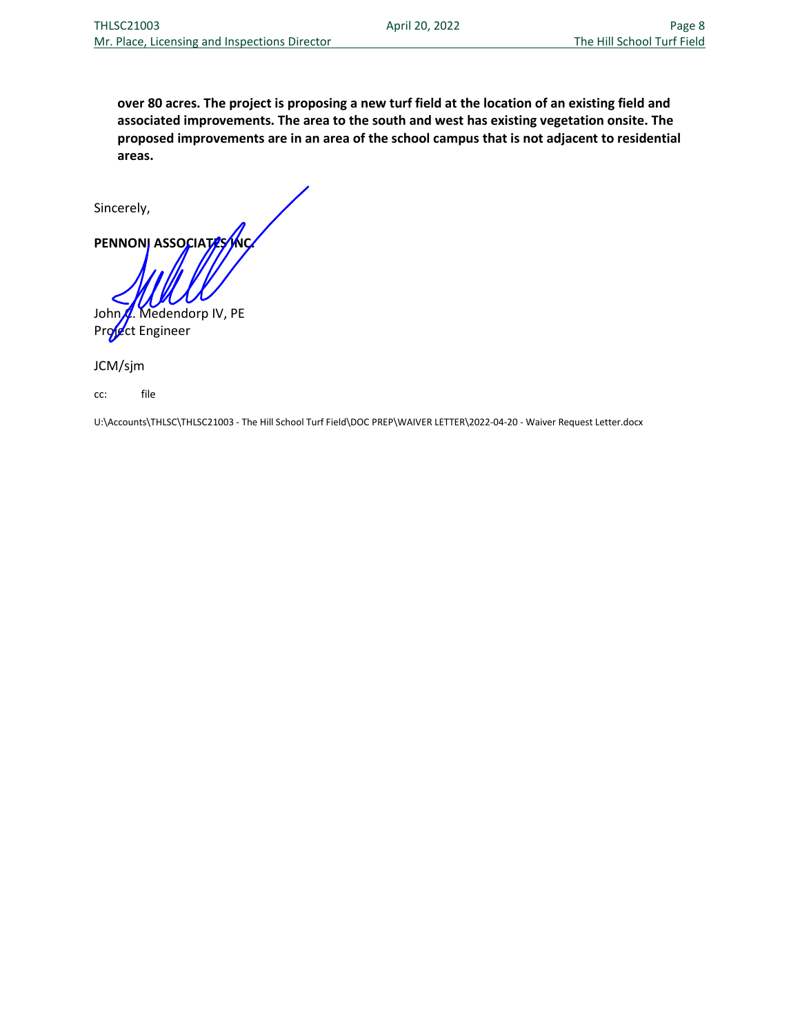**over 80 acres. The project is proposing a new turf field at the location of an existing field and associated improvements. The area to the south and west has existing vegetation onsite. The proposed improvements are in an area of the school campus that is not adjacent to residential areas.**

Sincerely,

**PENNONI ASSOCIATES INC.**

John C. Medendorp IV, PE
Project Engineer

JCM/sjm

cc: file

U:\Accounts\THLSC\THLSC21003 - The Hill School Turf Field\DOC PREP\WAIVER LETTER\2022-04-20 - Waiver Request Letter.docx